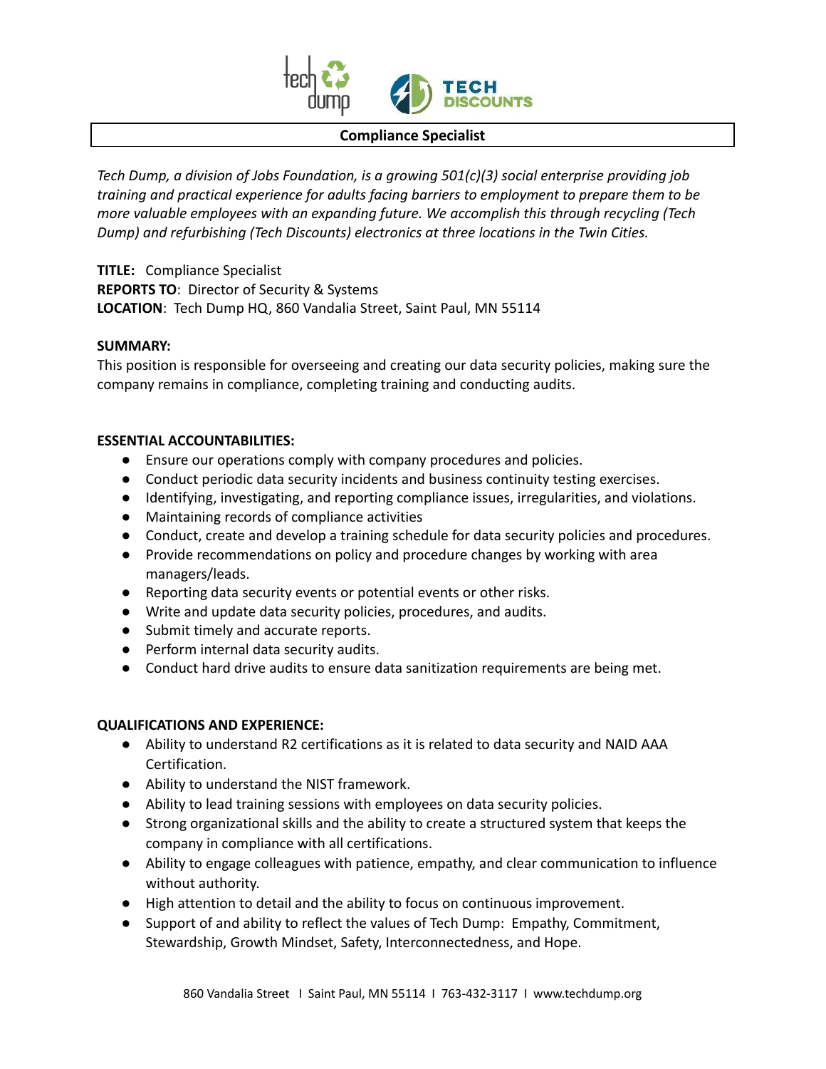# Compliance Specialist

*Tech Dump, a division of Jobs Foundation, is a growing 501(c)(3) social enterprise providing job training and practical experience for adults facing barriers to employment to prepare them to be more valuable employees with an expanding future. We accomplish this through recycling (Tech Dump) and refurbishing (Tech Discounts) electronics at three locations in the Twin Cities.*

**TITLE:** Compliance Specialist
**REPORTS TO**: Director of Security & Systems
**LOCATION**: Tech Dump HQ, 860 Vandalia Street, Saint Paul, MN 55114

**SUMMARY:**
This position is responsible for overseeing and creating our data security policies, making sure the company remains in compliance, completing training and conducting audits.

**ESSENTIAL ACCOUNTABILITIES:**

- Ensure our operations comply with company procedures and policies.
- Conduct periodic data security incidents and business continuity testing exercises.
- Identifying, investigating, and reporting compliance issues, irregularities, and violations.
- Maintaining records of compliance activities
- Conduct, create and develop a training schedule for data security policies and procedures.
- Provide recommendations on policy and procedure changes by working with area managers/leads.
- Reporting data security events or potential events or other risks.
- Write and update data security policies, procedures, and audits.
- Submit timely and accurate reports.
- Perform internal data security audits.
- Conduct hard drive audits to ensure data sanitization requirements are being met.

**QUALIFICATIONS AND EXPERIENCE:**

- Ability to understand R2 certifications as it is related to data security and NAID AAA Certification.
- Ability to understand the NIST framework.
- Ability to lead training sessions with employees on data security policies.
- Strong organizational skills and the ability to create a structured system that keeps the company in compliance with all certifications.
- Ability to engage colleagues with patience, empathy, and clear communication to influence without authority.
- High attention to detail and the ability to focus on continuous improvement.
- Support of and ability to reflect the values of Tech Dump: Empathy, Commitment, Stewardship, Growth Mindset, Safety, Interconnectedness, and Hope.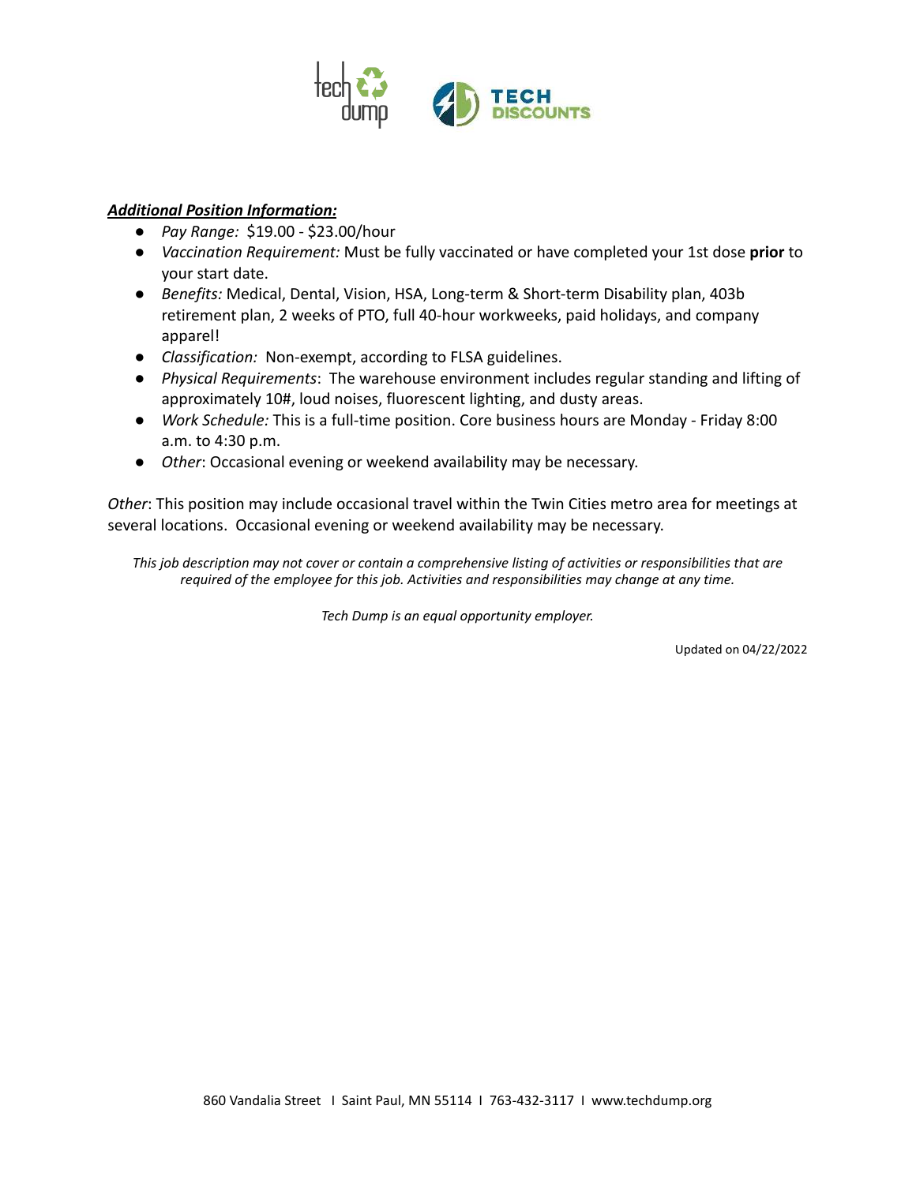***Additional Position Information:***

- *Pay Range:* $19.00 - $23.00/hour
- *Vaccination Requirement:* Must be fully vaccinated or have completed your 1st dose **prior** to your start date.
- *Benefits:* Medical, Dental, Vision, HSA, Long-term & Short-term Disability plan, 403b retirement plan, 2 weeks of PTO, full 40-hour workweeks, paid holidays, and company apparel!
- *Classification:* Non-exempt, according to FLSA guidelines.
- *Physical Requirements*: The warehouse environment includes regular standing and lifting of approximately 10#, loud noises, fluorescent lighting, and dusty areas.
- *Work Schedule:* This is a full-time position. Core business hours are Monday - Friday 8:00 a.m. to 4:30 p.m.
- *Other*: Occasional evening or weekend availability may be necessary.

*Other*: This position may include occasional travel within the Twin Cities metro area for meetings at several locations. Occasional evening or weekend availability may be necessary.

*This job description may not cover or contain a comprehensive listing of activities or responsibilities that are required of the employee for this job. Activities and responsibilities may change at any time.*

*Tech Dump is an equal opportunity employer.*

Updated on 04/22/2022

860 Vandalia Street I Saint Paul, MN 55114 I 763-432-3117 I www.techdump.org